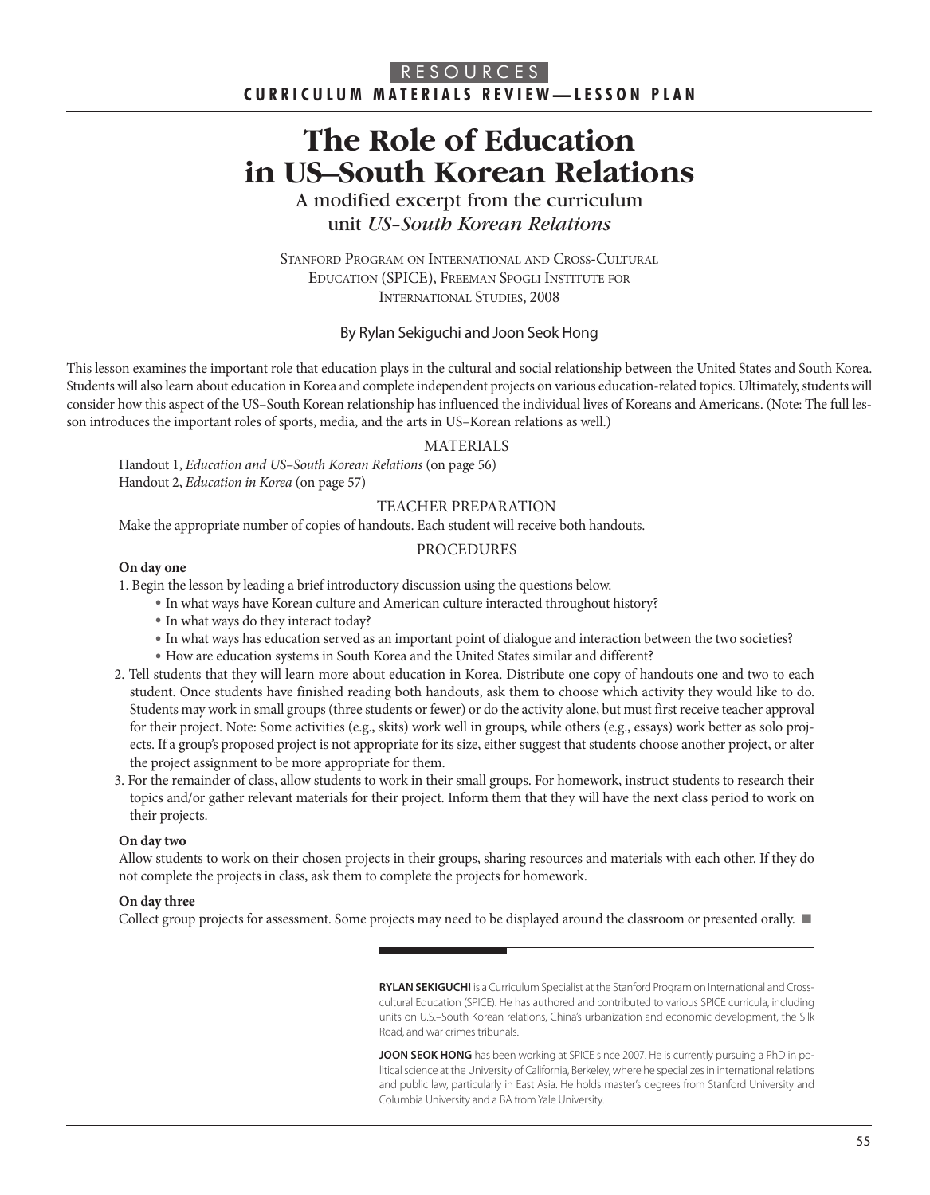RESOURCES

**CURRICULUM MATERIALS REVIEW—LESSON PLAN**

# The Role of Education in US–South Korean Relations

## A modified excerpt from the curriculum unit *US-South Korean Relations*

Stanford Program on International and Cross-Cultural Education (SPICE), Freeman Spogli Institute for International Studies, 2008

By Rylan Sekiguchi and Joon Seok Hong

This lesson examines the important role that education plays in the cultural and social relationship between the United States and South Korea. Students will also learn about education in Korea and complete independent projects on various education-related topics. Ultimately, students will consider how this aspect of the US–South Korean relationship has influenced the individual lives of Koreans and Americans. (Note: The full lesson introduces the important roles of sports, media, and the arts in US–Korean relations as well.)

### MATERIALS

Handout 1, *Education and US–South Korean Relations* (on page 56)
Handout 2, *Education in Korea* (on page 57)

### TEACHER PREPARATION

Make the appropriate number of copies of handouts. Each student will receive both handouts.

### PROCEDURES

**On day one**

1. Begin the lesson by leading a brief introductory discussion using the questions below.
   - In what ways have Korean culture and American culture interacted throughout history?
   - In what ways do they interact today?
   - In what ways has education served as an important point of dialogue and interaction between the two societies?
   - How are education systems in South Korea and the United States similar and different?
2. Tell students that they will learn more about education in Korea. Distribute one copy of handouts one and two to each student. Once students have finished reading both handouts, ask them to choose which activity they would like to do. Students may work in small groups (three students or fewer) or do the activity alone, but must first receive teacher approval for their project. Note: Some activities (e.g., skits) work well in groups, while others (e.g., essays) work better as solo projects. If a group's proposed project is not appropriate for its size, either suggest that students choose another project, or alter the project assignment to be more appropriate for them.
3. For the remainder of class, allow students to work in their small groups. For homework, instruct students to research their topics and/or gather relevant materials for their project. Inform them that they will have the next class period to work on their projects.

**On day two**

Allow students to work on their chosen projects in their groups, sharing resources and materials with each other. If they do not complete the projects in class, ask them to complete the projects for homework.

**On day three**

Collect group projects for assessment. Some projects may need to be displayed around the classroom or presented orally. ■

---

**RYLAN SEKIGUCHI** is a Curriculum Specialist at the Stanford Program on International and Cross-cultural Education (SPICE). He has authored and contributed to various SPICE curricula, including units on U.S.–South Korean relations, China's urbanization and economic development, the Silk Road, and war crimes tribunals.

**JOON SEOK HONG** has been working at SPICE since 2007. He is currently pursuing a PhD in political science at the University of California, Berkeley, where he specializes in international relations and public law, particularly in East Asia. He holds master's degrees from Stanford University and Columbia University and a BA from Yale University.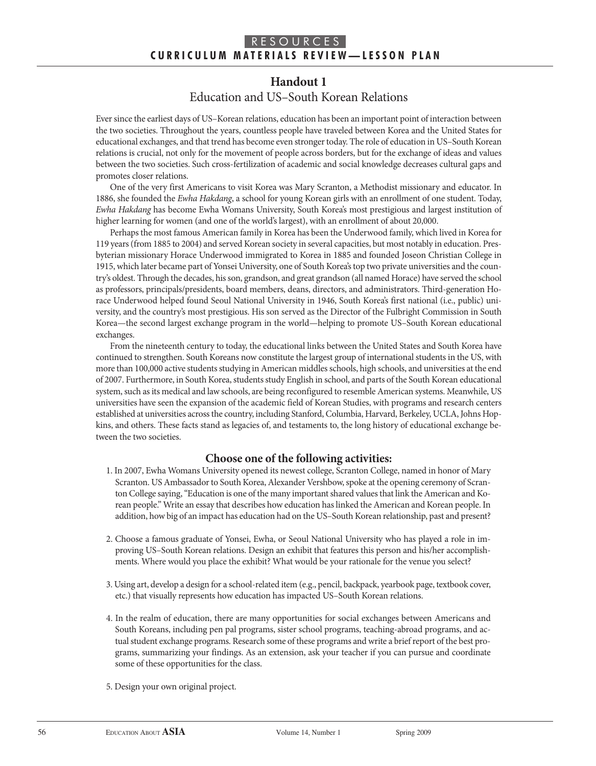# Handout 1

## Education and US–South Korean Relations

Ever since the earliest days of US–Korean relations, education has been an important point of interaction between the two societies. Throughout the years, countless people have traveled between Korea and the United States for educational exchanges, and that trend has become even stronger today. The role of education in US–South Korean relations is crucial, not only for the movement of people across borders, but for the exchange of ideas and values between the two societies. Such cross-fertilization of academic and social knowledge decreases cultural gaps and promotes closer relations.

One of the very first Americans to visit Korea was Mary Scranton, a Methodist missionary and educator. In 1886, she founded the *Ewha Hakdang*, a school for young Korean girls with an enrollment of one student. Today, *Ewha Hakdang* has become Ewha Womans University, South Korea's most prestigious and largest institution of higher learning for women (and one of the world's largest), with an enrollment of about 20,000.

Perhaps the most famous American family in Korea has been the Underwood family, which lived in Korea for 119 years (from 1885 to 2004) and served Korean society in several capacities, but most notably in education. Presbyterian missionary Horace Underwood immigrated to Korea in 1885 and founded Joseon Christian College in 1915, which later became part of Yonsei University, one of South Korea's top two private universities and the country's oldest. Through the decades, his son, grandson, and great grandson (all named Horace) have served the school as professors, principals/presidents, board members, deans, directors, and administrators. Third-generation Horace Underwood helped found Seoul National University in 1946, South Korea's first national (i.e., public) university, and the country's most prestigious. His son served as the Director of the Fulbright Commission in South Korea—the second largest exchange program in the world—helping to promote US–South Korean educational exchanges.

From the nineteenth century to today, the educational links between the United States and South Korea have continued to strengthen. South Koreans now constitute the largest group of international students in the US, with more than 100,000 active students studying in American middles schools, high schools, and universities at the end of 2007. Furthermore, in South Korea, students study English in school, and parts of the South Korean educational system, such as its medical and law schools, are being reconfigured to resemble American systems. Meanwhile, US universities have seen the expansion of the academic field of Korean Studies, with programs and research centers established at universities across the country, including Stanford, Columbia, Harvard, Berkeley, UCLA, Johns Hopkins, and others. These facts stand as legacies of, and testaments to, the long history of educational exchange between the two societies.

### Choose one of the following activities:

1. In 2007, Ewha Womans University opened its newest college, Scranton College, named in honor of Mary Scranton. US Ambassador to South Korea, Alexander Vershbow, spoke at the opening ceremony of Scranton College saying, "Education is one of the many important shared values that link the American and Korean people." Write an essay that describes how education has linked the American and Korean people. In addition, how big of an impact has education had on the US–South Korean relationship, past and present?

2. Choose a famous graduate of Yonsei, Ewha, or Seoul National University who has played a role in improving US–South Korean relations. Design an exhibit that features this person and his/her accomplishments. Where would you place the exhibit? What would be your rationale for the venue you select?

3. Using art, develop a design for a school-related item (e.g., pencil, backpack, yearbook page, textbook cover, etc.) that visually represents how education has impacted US–South Korean relations.

4. In the realm of education, there are many opportunities for social exchanges between Americans and South Koreans, including pen pal programs, sister school programs, teaching-abroad programs, and actual student exchange programs. Research some of these programs and write a brief report of the best programs, summarizing your findings. As an extension, ask your teacher if you can pursue and coordinate some of these opportunities for the class.

5. Design your own original project.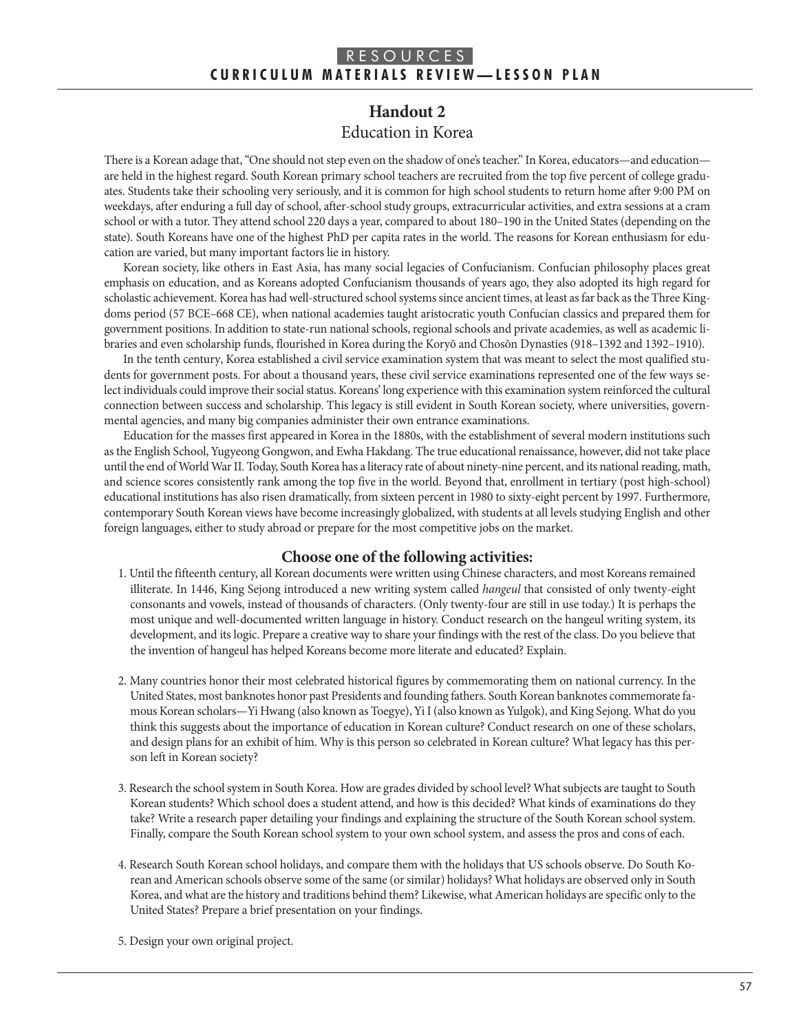## Handout 2

### Education in Korea

There is a Korean adage that, "One should not step even on the shadow of one's teacher." In Korea, educators—and education—are held in the highest regard. South Korean primary school teachers are recruited from the top five percent of college graduates. Students take their schooling very seriously, and it is common for high school students to return home after 9:00 PM on weekdays, after enduring a full day of school, after-school study groups, extracurricular activities, and extra sessions at a cram school or with a tutor. They attend school 220 days a year, compared to about 180–190 in the United States (depending on the state). South Koreans have one of the highest PhD per capita rates in the world. The reasons for Korean enthusiasm for education are varied, but many important factors lie in history.

Korean society, like others in East Asia, has many social legacies of Confucianism. Confucian philosophy places great emphasis on education, and as Koreans adopted Confucianism thousands of years ago, they also adopted its high regard for scholastic achievement. Korea has had well-structured school systems since ancient times, at least as far back as the Three Kingdoms period (57 BCE–668 CE), when national academies taught aristocratic youth Confucian classics and prepared them for government positions. In addition to state-run national schools, regional schools and private academies, as well as academic libraries and even scholarship funds, flourished in Korea during the Koryŏ and Chosŏn Dynasties (918–1392 and 1392–1910).

In the tenth century, Korea established a civil service examination system that was meant to select the most qualified students for government posts. For about a thousand years, these civil service examinations represented one of the few ways select individuals could improve their social status. Koreans' long experience with this examination system reinforced the cultural connection between success and scholarship. This legacy is still evident in South Korean society, where universities, governmental agencies, and many big companies administer their own entrance examinations.

Education for the masses first appeared in Korea in the 1880s, with the establishment of several modern institutions such as the English School, Yugyeong Gongwon, and Ewha Hakdang. The true educational renaissance, however, did not take place until the end of World War II. Today, South Korea has a literacy rate of about ninety-nine percent, and its national reading, math, and science scores consistently rank among the top five in the world. Beyond that, enrollment in tertiary (post high-school) educational institutions has also risen dramatically, from sixteen percent in 1980 to sixty-eight percent by 1997. Furthermore, contemporary South Korean views have become increasingly globalized, with students at all levels studying English and other foreign languages, either to study abroad or prepare for the most competitive jobs on the market.

### Choose one of the following activities:

1. Until the fifteenth century, all Korean documents were written using Chinese characters, and most Koreans remained illiterate. In 1446, King Sejong introduced a new writing system called *hangeul* that consisted of only twenty-eight consonants and vowels, instead of thousands of characters. (Only twenty-four are still in use today.) It is perhaps the most unique and well-documented written language in history. Conduct research on the hangeul writing system, its development, and its logic. Prepare a creative way to share your findings with the rest of the class. Do you believe that the invention of hangeul has helped Koreans become more literate and educated? Explain.

2. Many countries honor their most celebrated historical figures by commemorating them on national currency. In the United States, most banknotes honor past Presidents and founding fathers. South Korean banknotes commemorate famous Korean scholars—Yi Hwang (also known as Toegye), Yi I (also known as Yulgok), and King Sejong. What do you think this suggests about the importance of education in Korean culture? Conduct research on one of these scholars, and design plans for an exhibit of him. Why is this person so celebrated in Korean culture? What legacy has this person left in Korean society?

3. Research the school system in South Korea. How are grades divided by school level? What subjects are taught to South Korean students? Which school does a student attend, and how is this decided? What kinds of examinations do they take? Write a research paper detailing your findings and explaining the structure of the South Korean school system. Finally, compare the South Korean school system to your own school system, and assess the pros and cons of each.

4. Research South Korean school holidays, and compare them with the holidays that US schools observe. Do South Korean and American schools observe some of the same (or similar) holidays? What holidays are observed only in South Korea, and what are the history and traditions behind them? Likewise, what American holidays are specific only to the United States? Prepare a brief presentation on your findings.

5. Design your own original project.